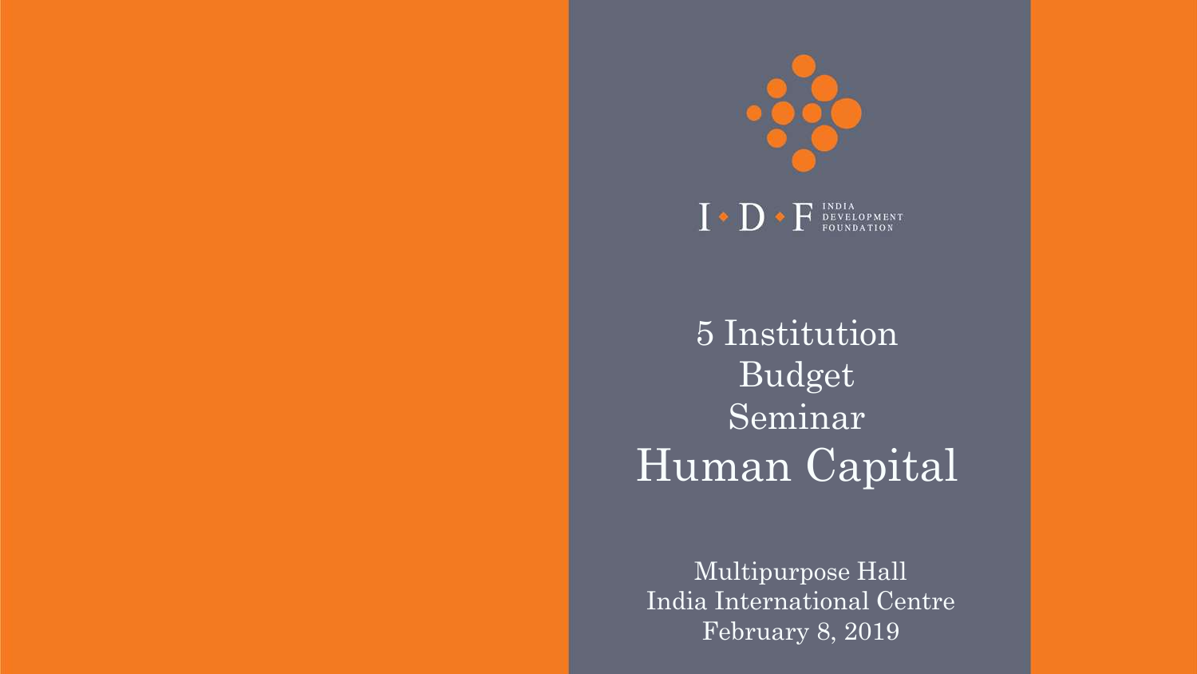I • D • F INDIA DEVELOPMENT FOUNDATION

# 5 Institution Budget Seminar

# Human Capital

Multipurpose Hall
India International Centre
February 8, 2019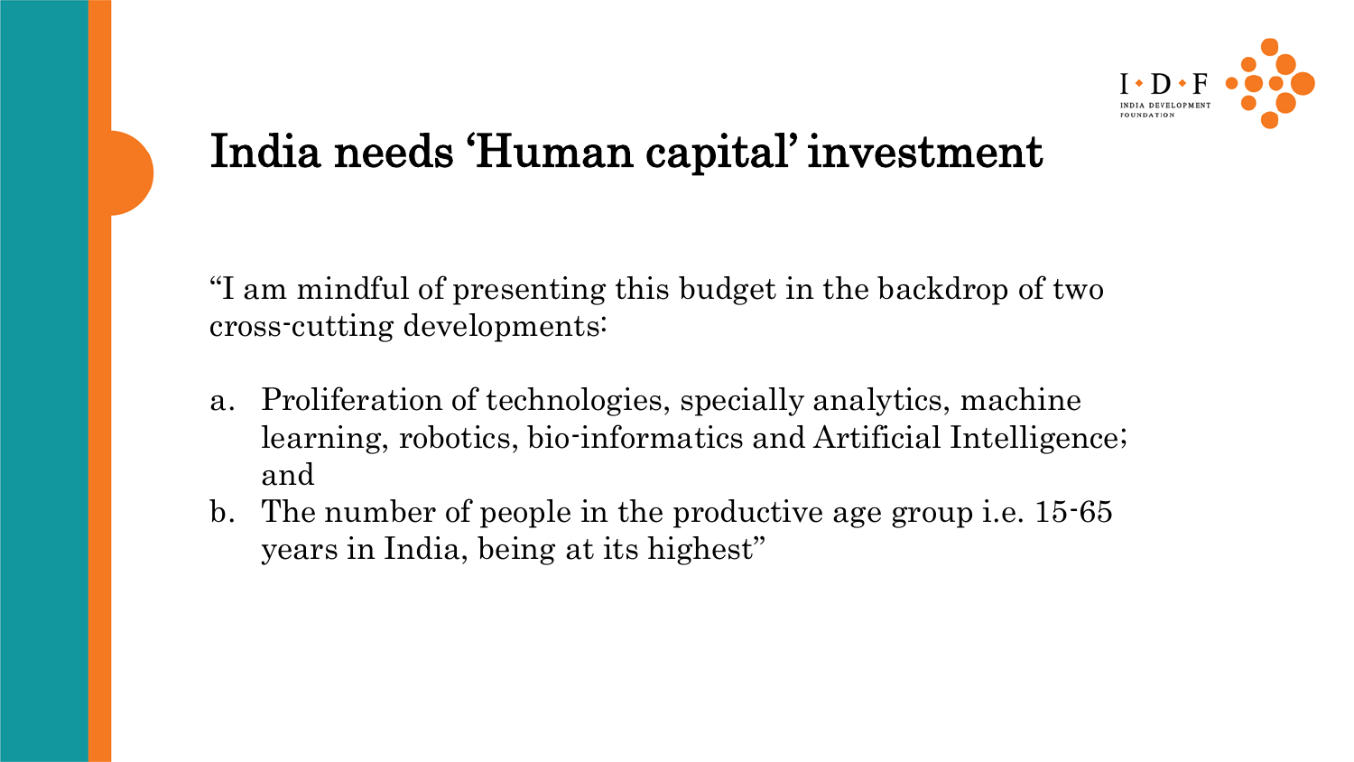# India needs 'Human capital' investment

"I am mindful of presenting this budget in the backdrop of two cross-cutting developments:

a. Proliferation of technologies, specially analytics, machine learning, robotics, bio-informatics and Artificial Intelligence; and
b. The number of people in the productive age group i.e. 15-65 years in India, being at its highest"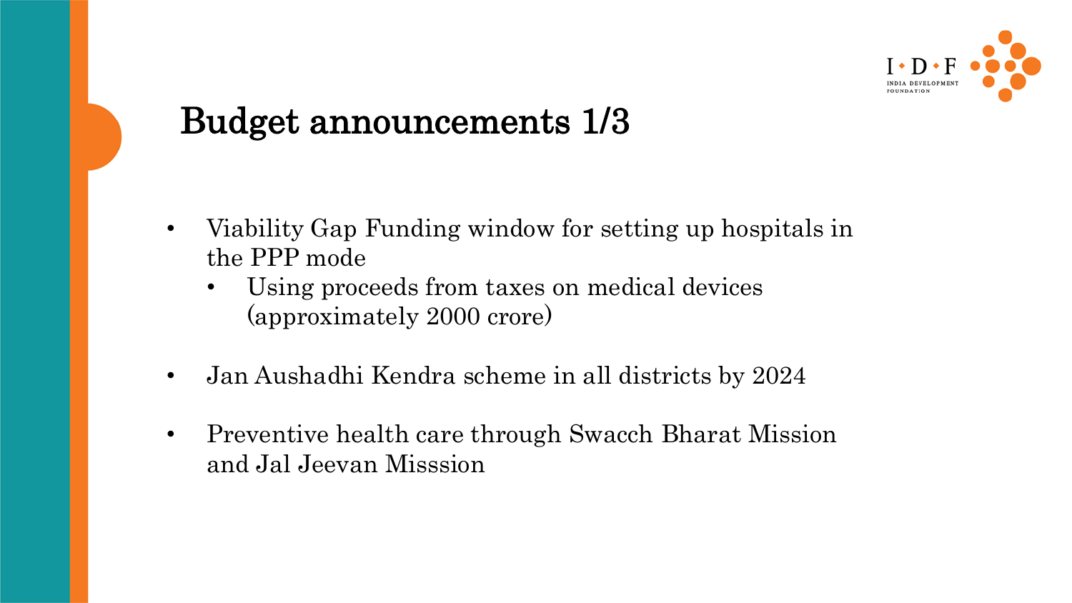# Budget announcements 1/3

- Viability Gap Funding window for setting up hospitals in the PPP mode
  - Using proceeds from taxes on medical devices (approximately 2000 crore)

- Jan Aushadhi Kendra scheme in all districts by 2024

- Preventive health care through Swacch Bharat Mission and Jal Jeevan Misssion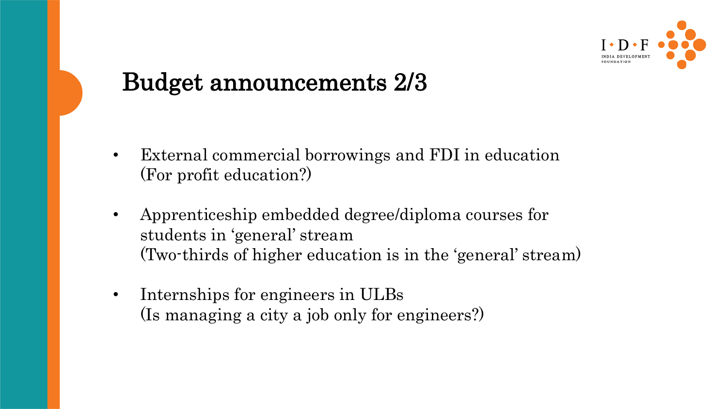# Budget announcements 2/3

- External commercial borrowings and FDI in education
  (For profit education?)

- Apprenticeship embedded degree/diploma courses for students in 'general' stream
  (Two-thirds of higher education is in the 'general' stream)

- Internships for engineers in ULBs
  (Is managing a city a job only for engineers?)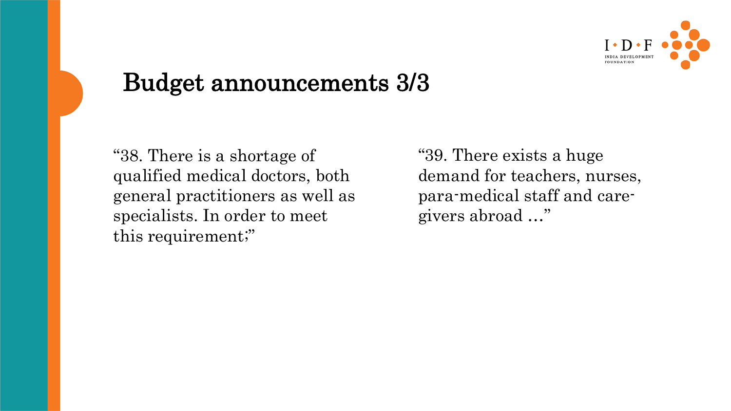# Budget announcements 3/3

"38. There is a shortage of qualified medical doctors, both general practitioners as well as specialists. In order to meet this requirement;"

"39. There exists a huge demand for teachers, nurses, para-medical staff and care-givers abroad …"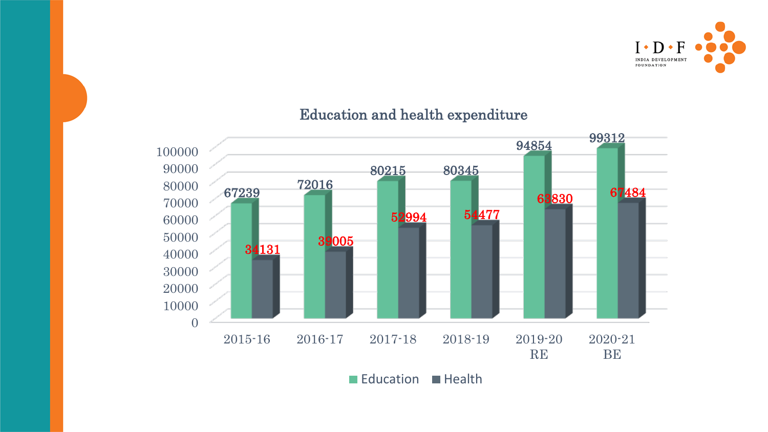## Education and health expenditure

| Year | Education | Health |
|---|---|---|
| 2015-16 | 67239 | 34131 |
| 2016-17 | 72016 | 39005 |
| 2017-18 | 80215 | 52994 |
| 2018-19 | 80345 | 54477 |
| 2019-20 RE | 94854 | 63830 |
| 2020-21 BE | 99312 | 67484 |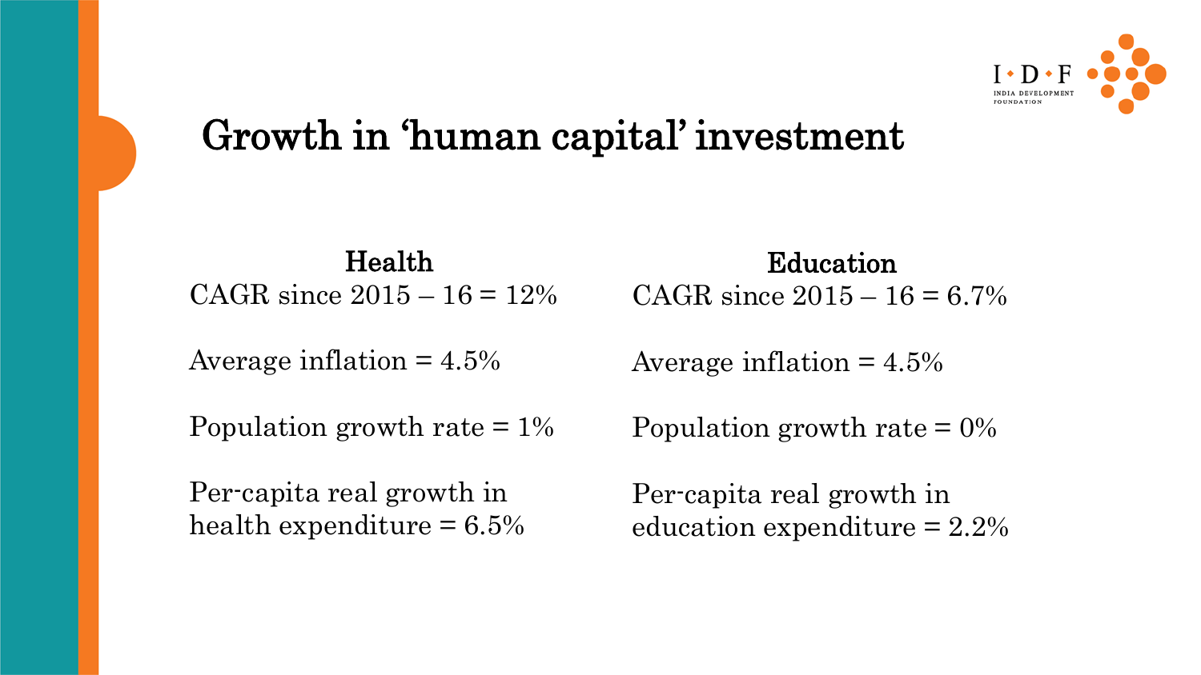# Growth in 'human capital' investment

### Health

CAGR since 2015 – 16 = 12%

Average inflation = 4.5%

Population growth rate = 1%

Per-capita real growth in health expenditure = 6.5%

### Education

CAGR since 2015 – 16 = 6.7%

Average inflation = 4.5%

Population growth rate = 0%

Per-capita real growth in education expenditure = 2.2%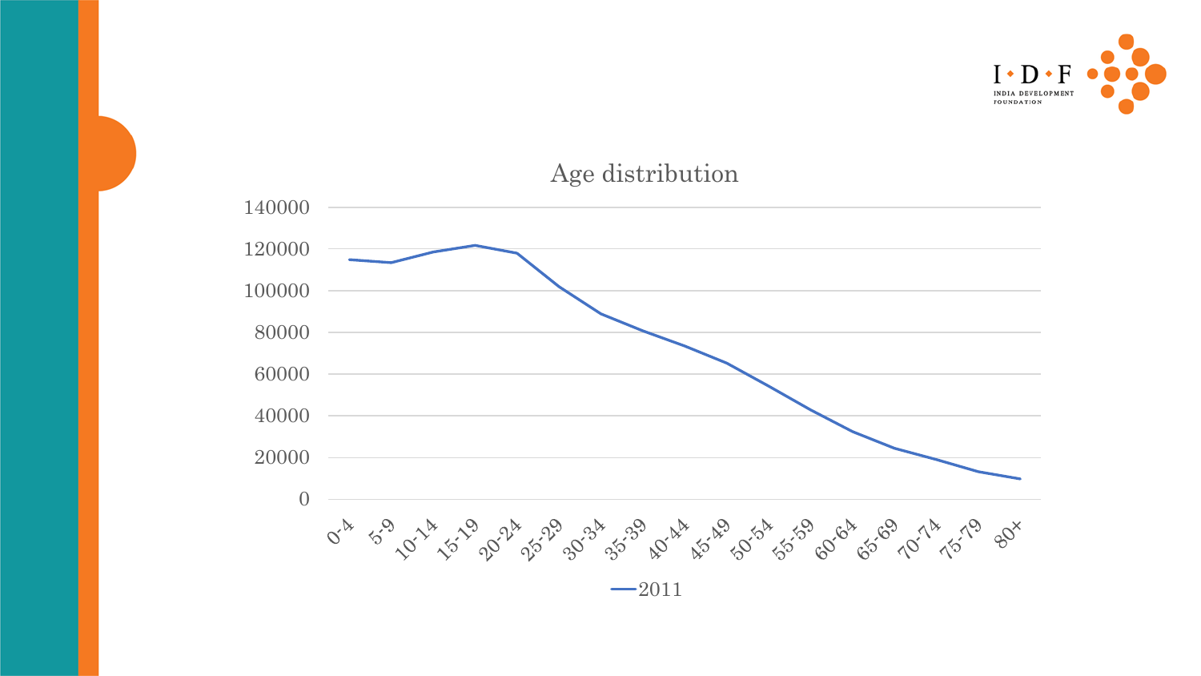Age distribution

140000
120000
100000
80000
60000
40000
20000
0

0-4, 5-9, 10-14, 15-19, 20-24, 25-29, 30-34, 35-39, 40-44, 45-49, 50-54, 55-59, 60-64, 65-69, 70-74, 75-79, 80+

2011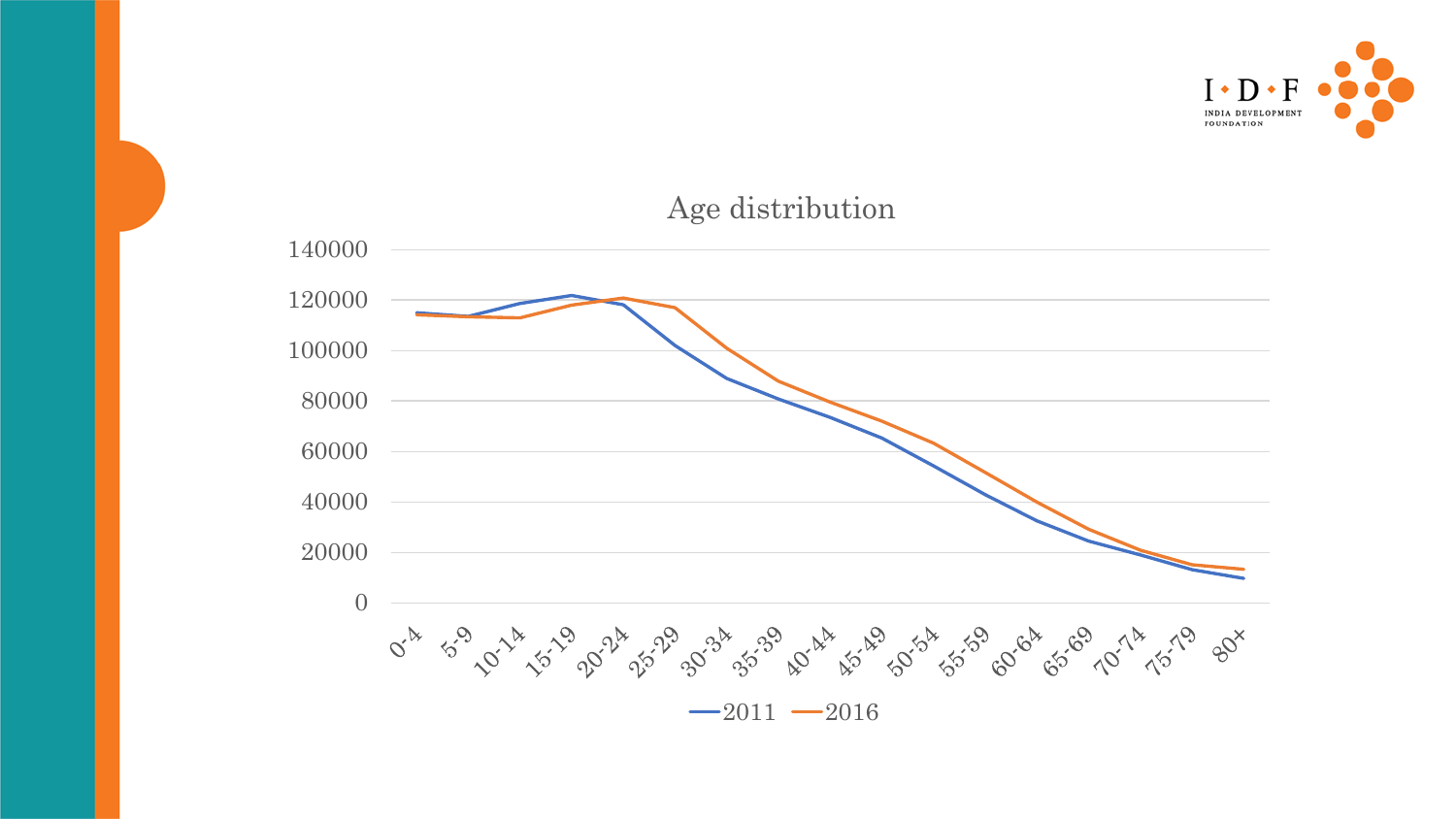## Age distribution

| Age group | 2011 | 2016 |
|---|---|---|
| 0-4 | 115000 | 114000 |
| 5-9 | 113500 | 113500 |
| 10-14 | 118500 | 113000 |
| 15-19 | 122000 | 118000 |
| 20-24 | 118000 | 121000 |
| 25-29 | 102000 | 117000 |
| 30-34 | 89000 | 101000 |
| 35-39 | 81000 | 88000 |
| 40-44 | 74000 | 80000 |
| 45-49 | 65000 | 72000 |
| 50-54 | 54000 | 63000 |
| 55-59 | 43000 | 51000 |
| 60-64 | 32500 | 39500 |
| 65-69 | 25000 | 29500 |
| 70-74 | 19000 | 21000 |
| 75-79 | 13500 | 15500 |
| 80+ | 10000 | 13500 |

*Values are approximate readings from the chart.*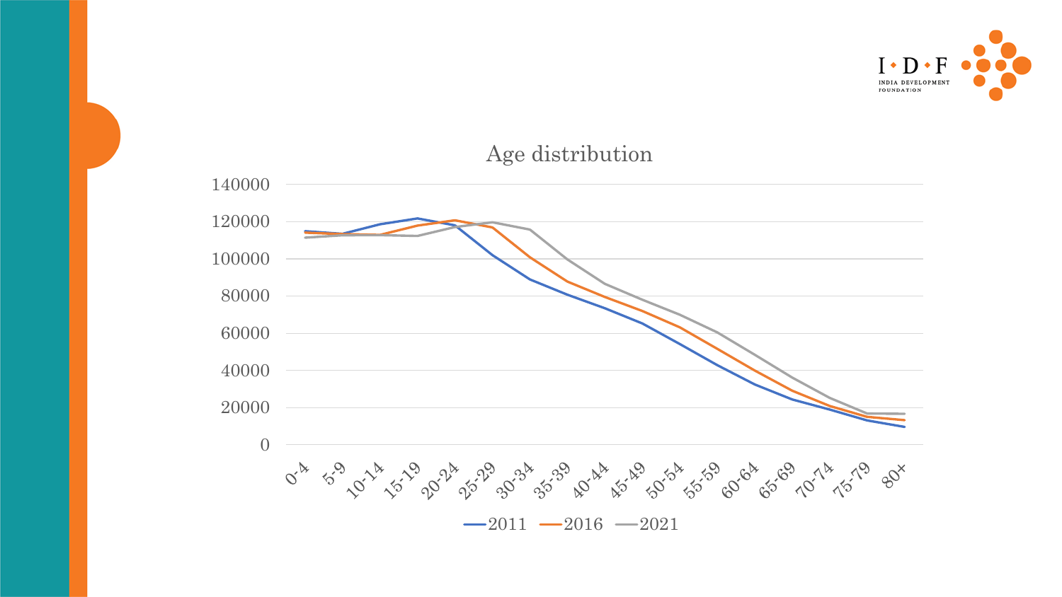Age distribution

| Age group | 2011 | 2016 | 2021 |
|---|---|---|---|
| 0-4 | 115000 | 114000 | 111500 |
| 5-9 | 113500 | 113000 | 113000 |
| 10-14 | 119000 | 113000 | 113000 |
| 15-19 | 122000 | 118000 | 112500 |
| 20-24 | 117500 | 121000 | 117500 |
| 25-29 | 102000 | 117000 | 120000 |
| 30-34 | 89000 | 101000 | 116000 |
| 35-39 | 81000 | 88000 | 100000 |
| 40-44 | 73500 | 79500 | 86500 |
| 45-49 | 65500 | 72000 | 78000 |
| 50-54 | 54000 | 63000 | 70000 |
| 55-59 | 43000 | 51500 | 60500 |
| 60-64 | 32500 | 40000 | 48500 |
| 65-69 | 24500 | 29000 | 36000 |
| 70-74 | 19500 | 21000 | 25000 |
| 75-79 | 13500 | 15500 | 17000 |
| 80+ | 10000 | 13500 | 17000 |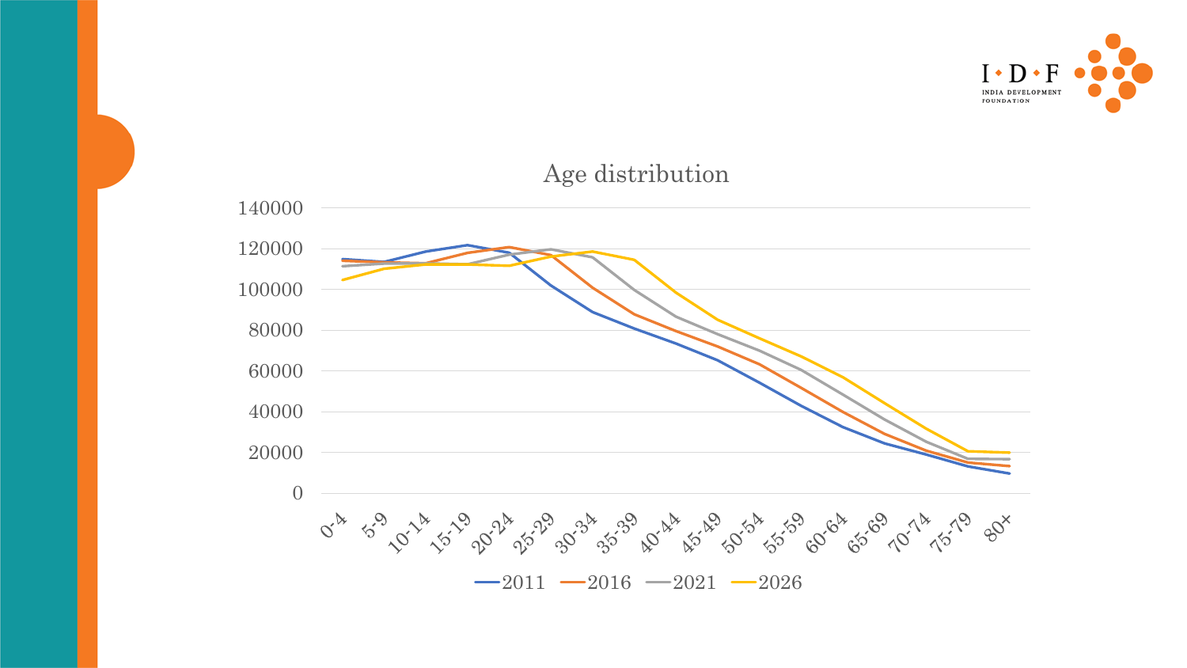Age distribution

140000
120000
100000
80000
60000
40000
20000
0

0-4, 5-9, 10-14, 15-19, 20-24, 25-29, 30-34, 35-39, 40-44, 45-49, 50-54, 55-59, 60-64, 65-69, 70-74, 75-79, 80+

2011, 2016, 2021, 2026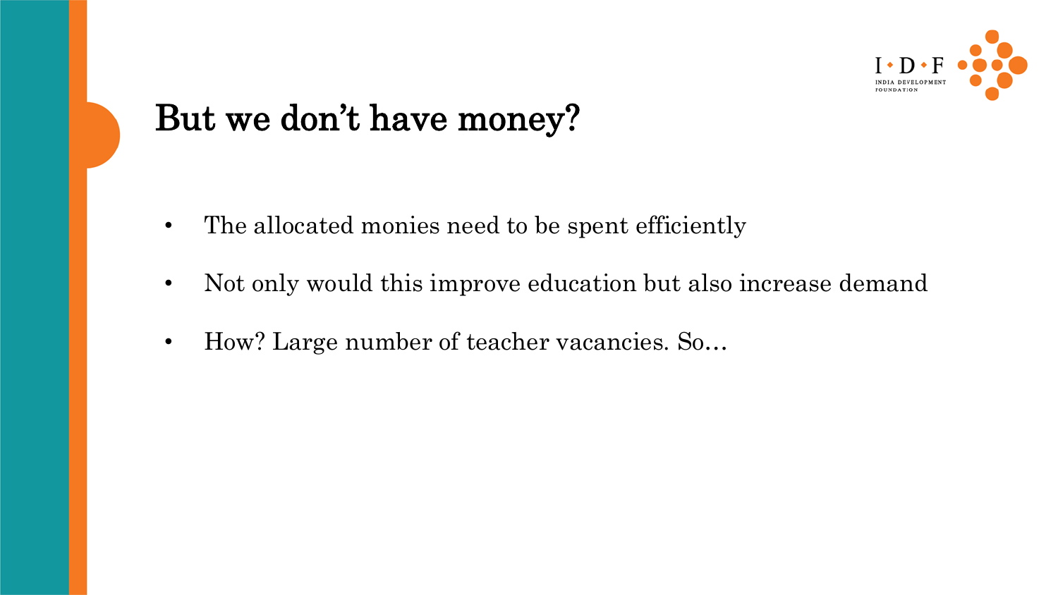# But we don't have money?

- The allocated monies need to be spent efficiently
- Not only would this improve education but also increase demand
- How? Large number of teacher vacancies. So…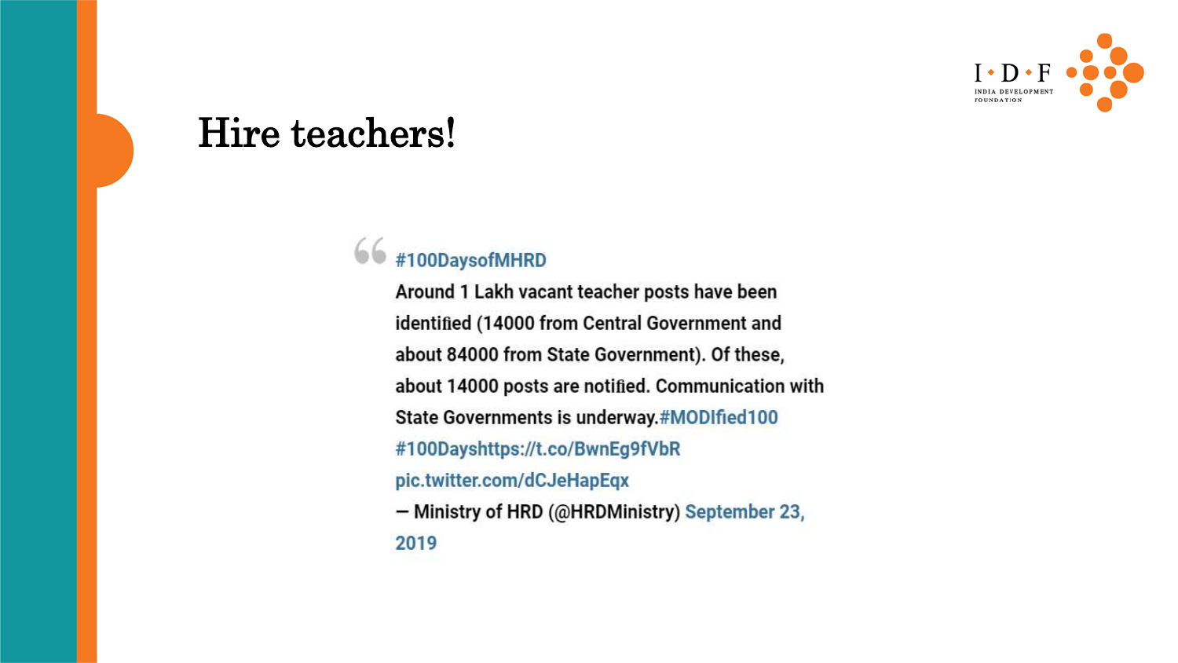# Hire teachers!

> #100DaysofMHRD
> Around 1 Lakh vacant teacher posts have been identified (14000 from Central Government and about 84000 from State Government). Of these, about 14000 posts are notified. Communication with State Governments is underway.#MODIfied100 #100Dayshttps://t.co/BwnEg9fVbR pic.twitter.com/dCJeHapEqx
> — Ministry of HRD (@HRDMinistry) September 23, 2019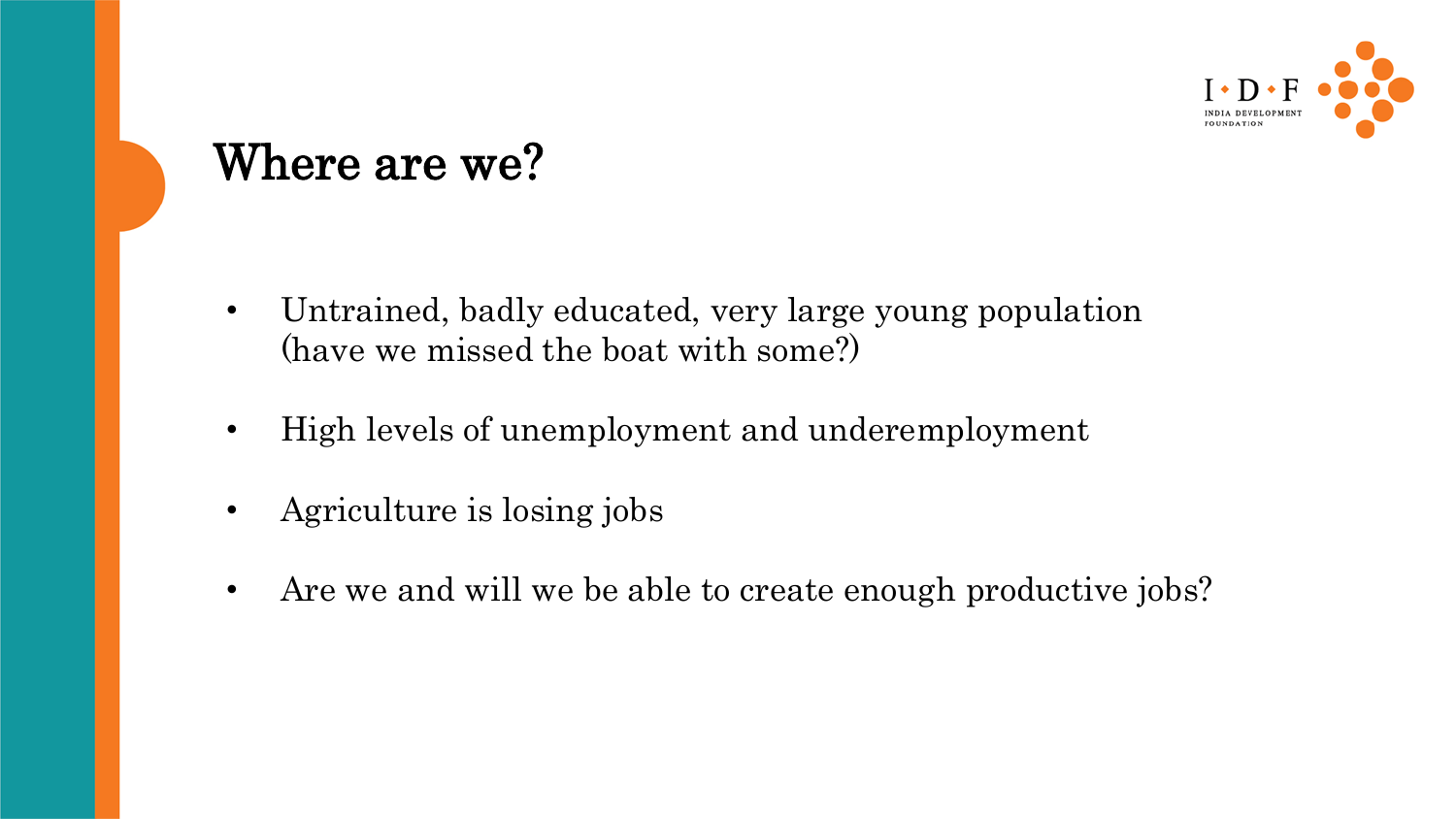# Where are we?

- Untrained, badly educated, very large young population (have we missed the boat with some?)
- High levels of unemployment and underemployment
- Agriculture is losing jobs
- Are we and will we be able to create enough productive jobs?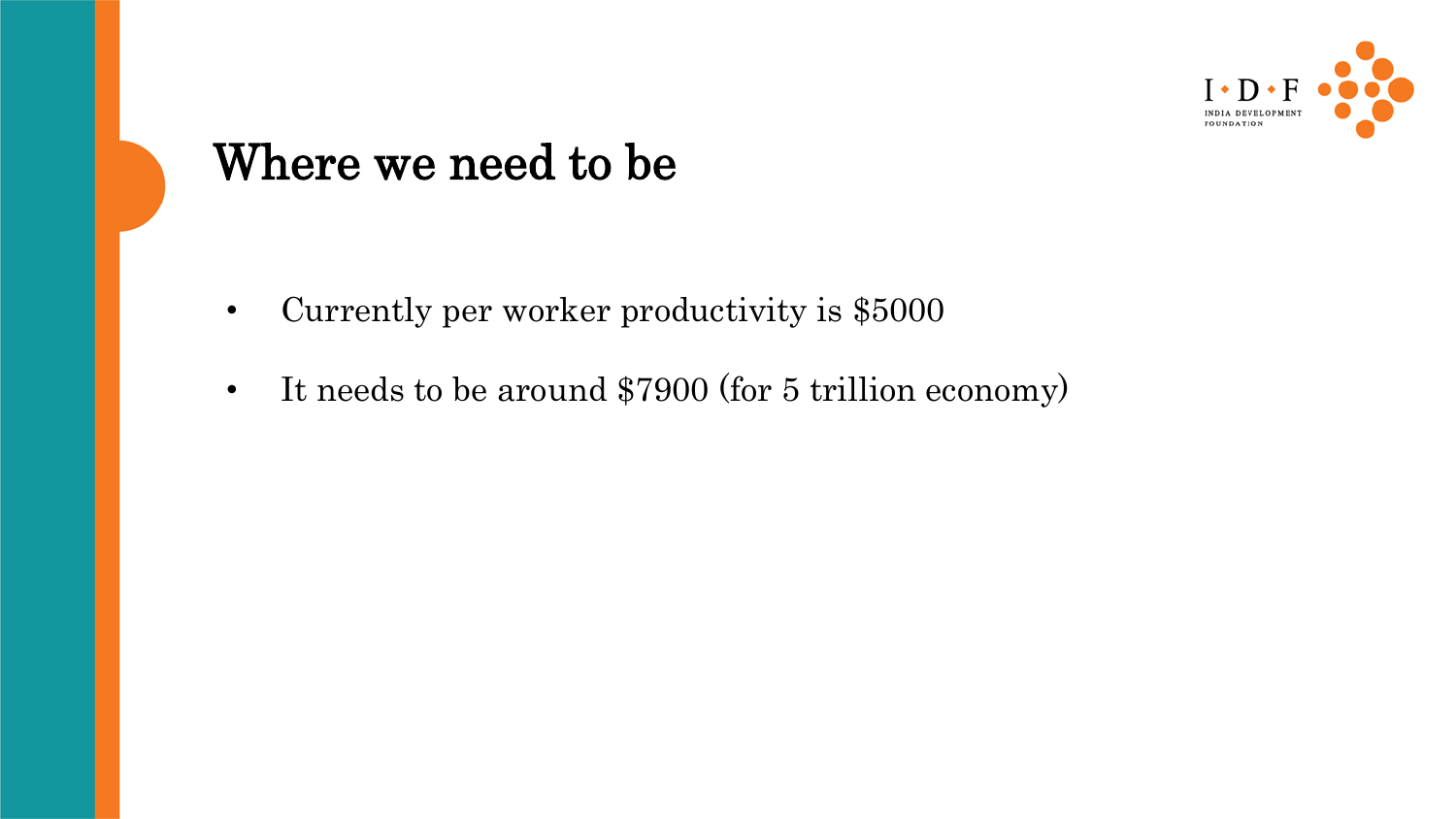# Where we need to be

- Currently per worker productivity is $5000
- It needs to be around $7900 (for 5 trillion economy)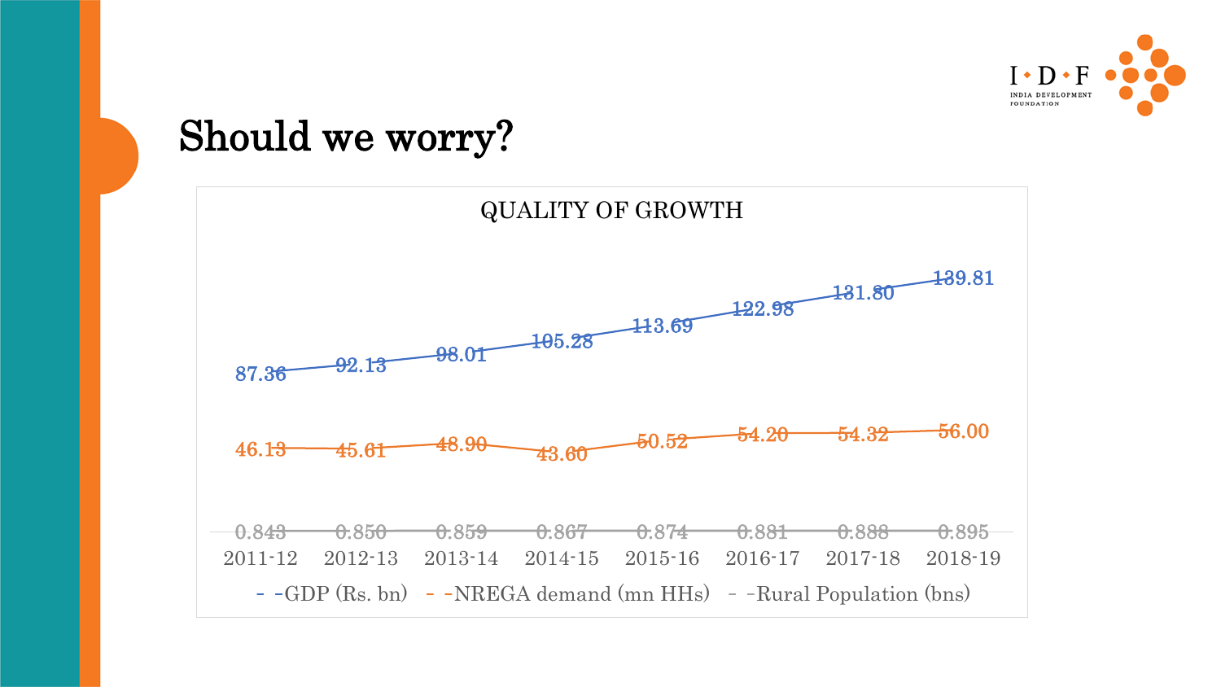# Should we worry?

**QUALITY OF GROWTH**

| | 2011-12 | 2012-13 | 2013-14 | 2014-15 | 2015-16 | 2016-17 | 2017-18 | 2018-19 |
|---|---|---|---|---|---|---|---|---|
| GDP (Rs. bn) | 87.36 | 92.13 | 98.01 | 105.28 | 113.69 | 122.98 | 131.80 | 139.81 |
| NREGA demand (mn HHs) | 46.13 | 45.61 | 48.90 | 43.60 | 50.52 | 54.20 | 54.32 | 56.00 |
| Rural Population (bns) | 0.843 | 0.850 | 0.859 | 0.867 | 0.874 | 0.881 | 0.888 | 0.895 |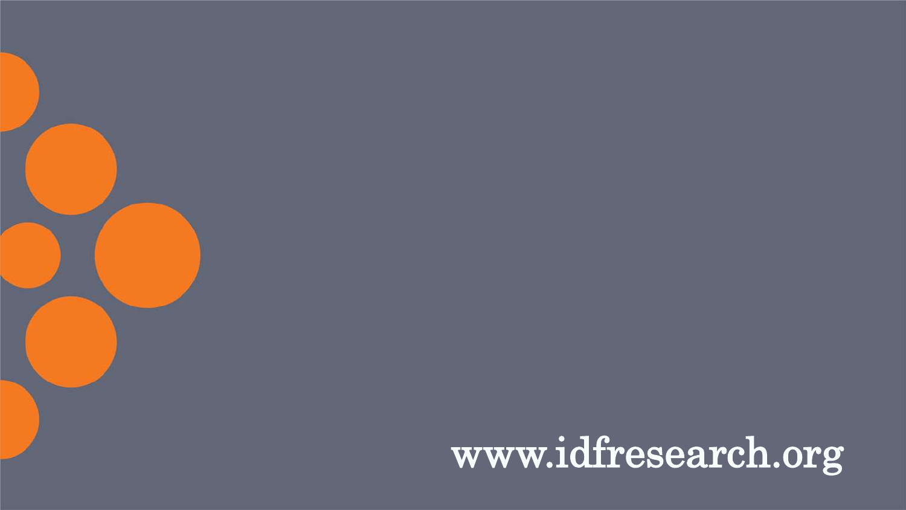www.idfresearch.org